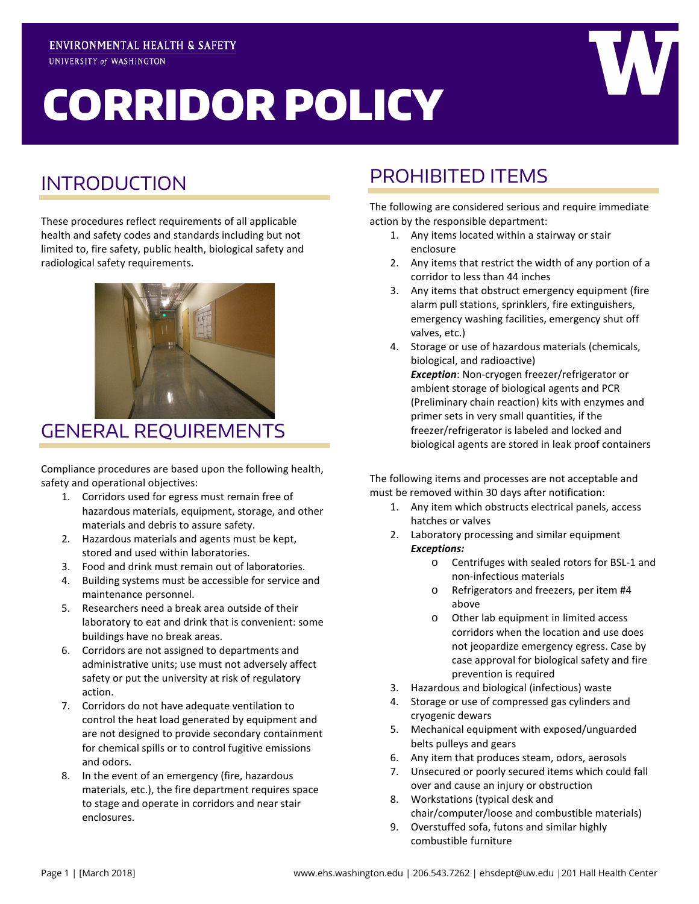ENVIRONMENTAL HEALTH & SAFETY
UNIVERSITY of WASHINGTON

# CORRIDOR POLICY

## INTRODUCTION

These procedures reflect requirements of all applicable health and safety codes and standards including but not limited to, fire safety, public health, biological safety and radiological safety requirements.

## GENERAL REQUIREMENTS

Compliance procedures are based upon the following health, safety and operational objectives:

1. Corridors used for egress must remain free of hazardous materials, equipment, storage, and other materials and debris to assure safety.
2. Hazardous materials and agents must be kept, stored and used within laboratories.
3. Food and drink must remain out of laboratories.
4. Building systems must be accessible for service and maintenance personnel.
5. Researchers need a break area outside of their laboratory to eat and drink that is convenient: some buildings have no break areas.
6. Corridors are not assigned to departments and administrative units; use must not adversely affect safety or put the university at risk of regulatory action.
7. Corridors do not have adequate ventilation to control the heat load generated by equipment and are not designed to provide secondary containment for chemical spills or to control fugitive emissions and odors.
8. In the event of an emergency (fire, hazardous materials, etc.), the fire department requires space to stage and operate in corridors and near stair enclosures.

## PROHIBITED ITEMS

The following are considered serious and require immediate action by the responsible department:

1. Any items located within a stairway or stair enclosure
2. Any items that restrict the width of any portion of a corridor to less than 44 inches
3. Any items that obstruct emergency equipment (fire alarm pull stations, sprinklers, fire extinguishers, emergency washing facilities, emergency shut off valves, etc.)
4. Storage or use of hazardous materials (chemicals, biological, and radioactive)
   ***Exception***: Non-cryogen freezer/refrigerator or ambient storage of biological agents and PCR (Preliminary chain reaction) kits with enzymes and primer sets in very small quantities, if the freezer/refrigerator is labeled and locked and biological agents are stored in leak proof containers

The following items and processes are not acceptable and must be removed within 30 days after notification:

1. Any item which obstructs electrical panels, access hatches or valves
2. Laboratory processing and similar equipment
   ***Exceptions:***
   - Centrifuges with sealed rotors for BSL-1 and non-infectious materials
   - Refrigerators and freezers, per item #4 above
   - Other lab equipment in limited access corridors when the location and use does not jeopardize emergency egress. Case by case approval for biological safety and fire prevention is required
3. Hazardous and biological (infectious) waste
4. Storage or use of compressed gas cylinders and cryogenic dewars
5. Mechanical equipment with exposed/unguarded belts pulleys and gears
6. Any item that produces steam, odors, aerosols
7. Unsecured or poorly secured items which could fall over and cause an injury or obstruction
8. Workstations (typical desk and chair/computer/loose and combustible materials)
9. Overstuffed sofa, futons and similar highly combustible furniture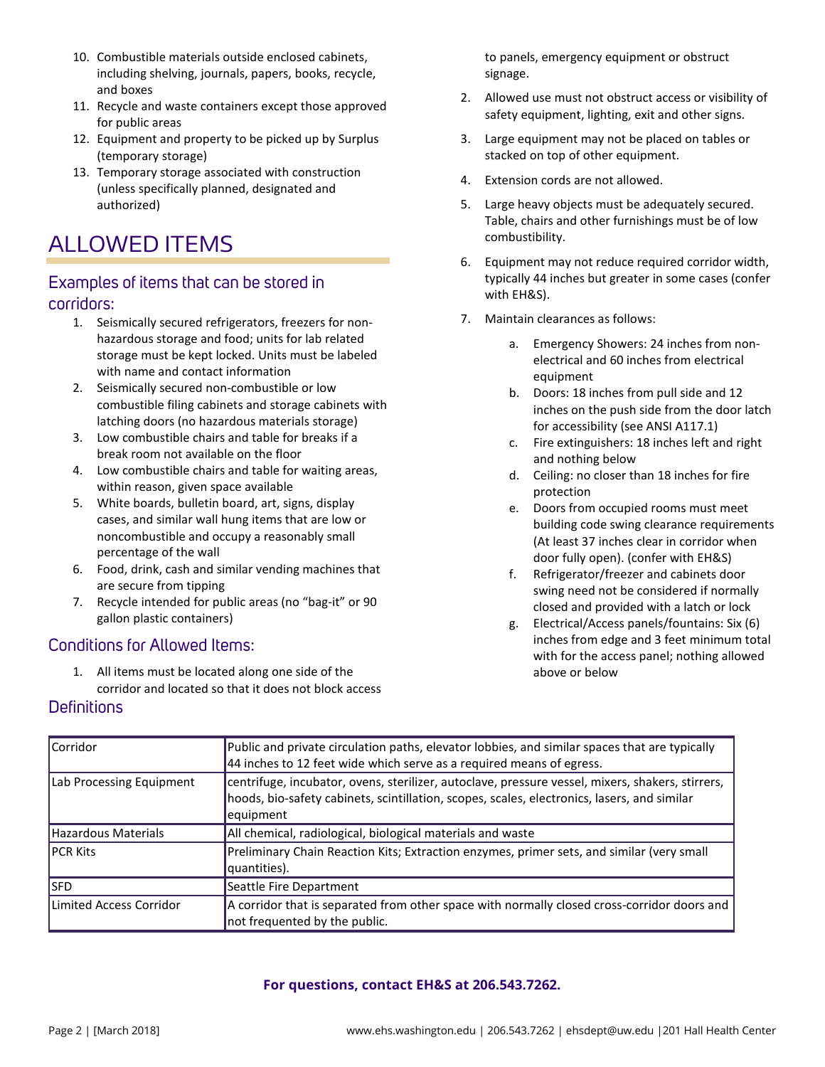10. Combustible materials outside enclosed cabinets, including shelving, journals, papers, books, recycle, and boxes
11. Recycle and waste containers except those approved for public areas
12. Equipment and property to be picked up by Surplus (temporary storage)
13. Temporary storage associated with construction (unless specifically planned, designated and authorized)

# ALLOWED ITEMS

## Examples of items that can be stored in corridors:

1. Seismically secured refrigerators, freezers for non-hazardous storage and food; units for lab related storage must be kept locked. Units must be labeled with name and contact information
2. Seismically secured non-combustible or low combustible filing cabinets and storage cabinets with latching doors (no hazardous materials storage)
3. Low combustible chairs and table for breaks if a break room not available on the floor
4. Low combustible chairs and table for waiting areas, within reason, given space available
5. White boards, bulletin board, art, signs, display cases, and similar wall hung items that are low or noncombustible and occupy a reasonably small percentage of the wall
6. Food, drink, cash and similar vending machines that are secure from tipping
7. Recycle intended for public areas (no "bag-it" or 90 gallon plastic containers)

## Conditions for Allowed Items:

1. All items must be located along one side of the corridor and located so that it does not block access to panels, emergency equipment or obstruct signage.
2. Allowed use must not obstruct access or visibility of safety equipment, lighting, exit and other signs.
3. Large equipment may not be placed on tables or stacked on top of other equipment.
4. Extension cords are not allowed.
5. Large heavy objects must be adequately secured. Table, chairs and other furnishings must be of low combustibility.
6. Equipment may not reduce required corridor width, typically 44 inches but greater in some cases (confer with EH&S).
7. Maintain clearances as follows:
   a. Emergency Showers: 24 inches from non-electrical and 60 inches from electrical equipment
   b. Doors: 18 inches from pull side and 12 inches on the push side from the door latch for accessibility (see ANSI A117.1)
   c. Fire extinguishers: 18 inches left and right and nothing below
   d. Ceiling: no closer than 18 inches for fire protection
   e. Doors from occupied rooms must meet building code swing clearance requirements (At least 37 inches clear in corridor when door fully open). (confer with EH&S)
   f. Refrigerator/freezer and cabinets door swing need not be considered if normally closed and provided with a latch or lock
   g. Electrical/Access panels/fountains: Six (6) inches from edge and 3 feet minimum total with for the access panel; nothing allowed above or below

## Definitions

| | |
|---|---|
| Corridor | Public and private circulation paths, elevator lobbies, and similar spaces that are typically 44 inches to 12 feet wide which serve as a required means of egress. |
| Lab Processing Equipment | centrifuge, incubator, ovens, sterilizer, autoclave, pressure vessel, mixers, shakers, stirrers, hoods, bio-safety cabinets, scintillation, scopes, scales, electronics, lasers, and similar equipment |
| Hazardous Materials | All chemical, radiological, biological materials and waste |
| PCR Kits | Preliminary Chain Reaction Kits; Extraction enzymes, primer sets, and similar (very small quantities). |
| SFD | Seattle Fire Department |
| Limited Access Corridor | A corridor that is separated from other space with normally closed cross-corridor doors and not frequented by the public. |

**For questions, contact EH&S at 206.543.7262.**